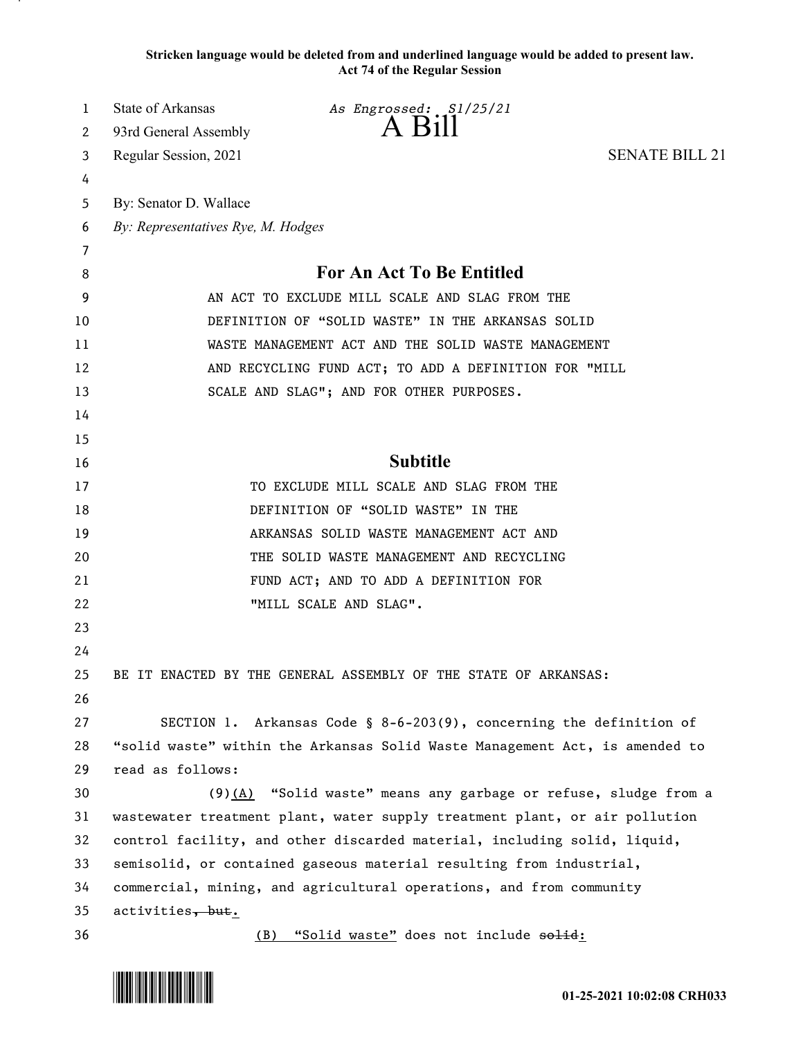**Stricken language would be deleted from and underlined language would be added to present law.**
**Act 74 of the Regular Session**

State of Arkansas *As Engrossed: S1/25/21*
93rd General Assembly A Bill
Regular Session, 2021 SENATE BILL 21

By: Senator D. Wallace
*By: Representatives Rye, M. Hodges*

## For An Act To Be Entitled

AN ACT TO EXCLUDE MILL SCALE AND SLAG FROM THE DEFINITION OF "SOLID WASTE" IN THE ARKANSAS SOLID WASTE MANAGEMENT ACT AND THE SOLID WASTE MANAGEMENT AND RECYCLING FUND ACT; TO ADD A DEFINITION FOR "MILL SCALE AND SLAG"; AND FOR OTHER PURPOSES.

## Subtitle

TO EXCLUDE MILL SCALE AND SLAG FROM THE DEFINITION OF "SOLID WASTE" IN THE ARKANSAS SOLID WASTE MANAGEMENT ACT AND THE SOLID WASTE MANAGEMENT AND RECYCLING FUND ACT; AND TO ADD A DEFINITION FOR "MILL SCALE AND SLAG".

BE IT ENACTED BY THE GENERAL ASSEMBLY OF THE STATE OF ARKANSAS:

SECTION 1. Arkansas Code § 8-6-203(9), concerning the definition of "solid waste" within the Arkansas Solid Waste Management Act, is amended to read as follows:

(9)(A) "Solid waste" means any garbage or refuse, sludge from a wastewater treatment plant, water supply treatment plant, or air pollution control facility, and other discarded material, including solid, liquid, semisolid, or contained gaseous material resulting from industrial, commercial, mining, and agricultural operations, and from community activities~~, but~~.

(B) "Solid waste" does not include ~~solid~~: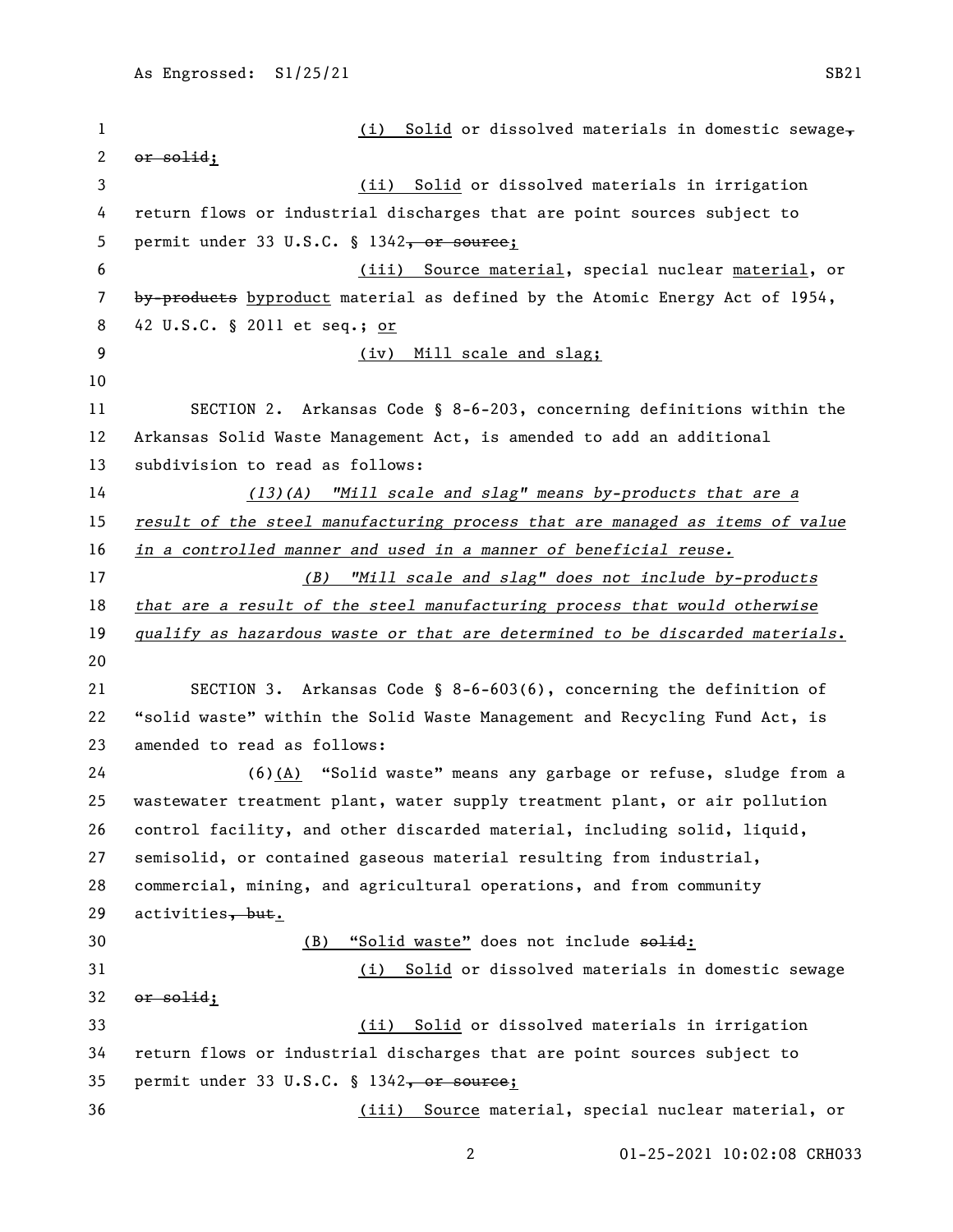(i) Solid or dissolved materials in domestic sewage~~,~~ ~~or solid~~;

(ii) Solid or dissolved materials in irrigation return flows or industrial discharges that are point sources subject to permit under 33 U.S.C. § 1342~~, or source~~;

(iii) Source material, special nuclear material, or ~~by-products~~ byproduct material as defined by the Atomic Energy Act of 1954, 42 U.S.C. § 2011 et seq.; or

(iv) Mill scale and slag;

SECTION 2. Arkansas Code § 8-6-203, concerning definitions within the Arkansas Solid Waste Management Act, is amended to add an additional subdivision to read as follows:

*(13)(A) "Mill scale and slag" means by-products that are a result of the steel manufacturing process that are managed as items of value in a controlled manner and used in a manner of beneficial reuse.*

*(B) "Mill scale and slag" does not include by-products that are a result of the steel manufacturing process that would otherwise qualify as hazardous waste or that are determined to be discarded materials.*

SECTION 3. Arkansas Code § 8-6-603(6), concerning the definition of "solid waste" within the Solid Waste Management and Recycling Fund Act, is amended to read as follows:

(6)(A) "Solid waste" means any garbage or refuse, sludge from a wastewater treatment plant, water supply treatment plant, or air pollution control facility, and other discarded material, including solid, liquid, semisolid, or contained gaseous material resulting from industrial, commercial, mining, and agricultural operations, and from community activities~~, but~~.

(B) "Solid waste" does not include ~~solid~~:

(i) Solid or dissolved materials in domestic sewage ~~or solid~~;

(ii) Solid or dissolved materials in irrigation return flows or industrial discharges that are point sources subject to permit under 33 U.S.C. § 1342~~, or source~~;

(iii) Source material, special nuclear material, or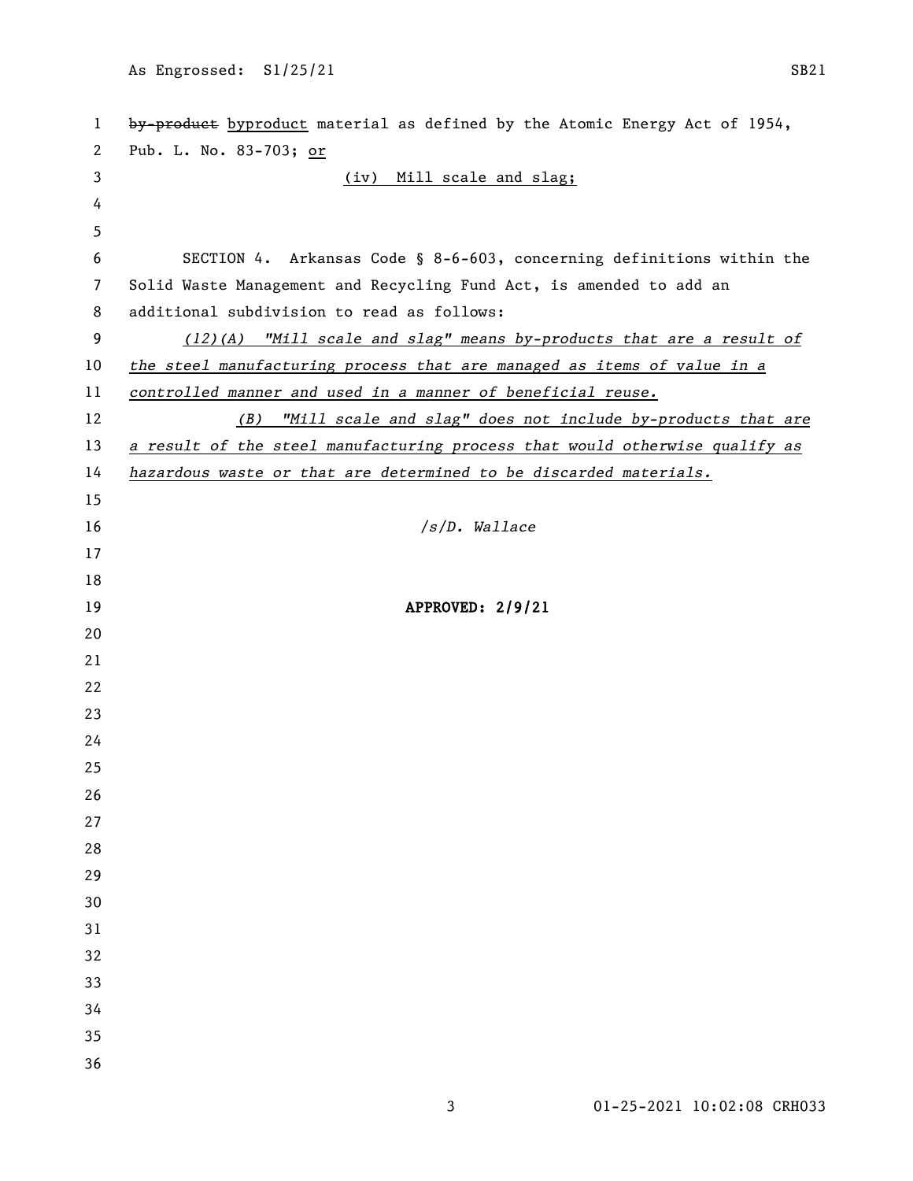~~by-product~~ byproduct material as defined by the Atomic Energy Act of 1954, Pub. L. No. 83-703; or

(iv) Mill scale and slag;

SECTION 4. Arkansas Code § 8-6-603, concerning definitions within the Solid Waste Management and Recycling Fund Act, is amended to add an additional subdivision to read as follows:

*(12)(A) "Mill scale and slag" means by-products that are a result of the steel manufacturing process that are managed as items of value in a controlled manner and used in a manner of beneficial reuse.*

*(B) "Mill scale and slag" does not include by-products that are a result of the steel manufacturing process that would otherwise qualify as hazardous waste or that are determined to be discarded materials.*

*/s/D. Wallace*

**APPROVED: 2/9/21**